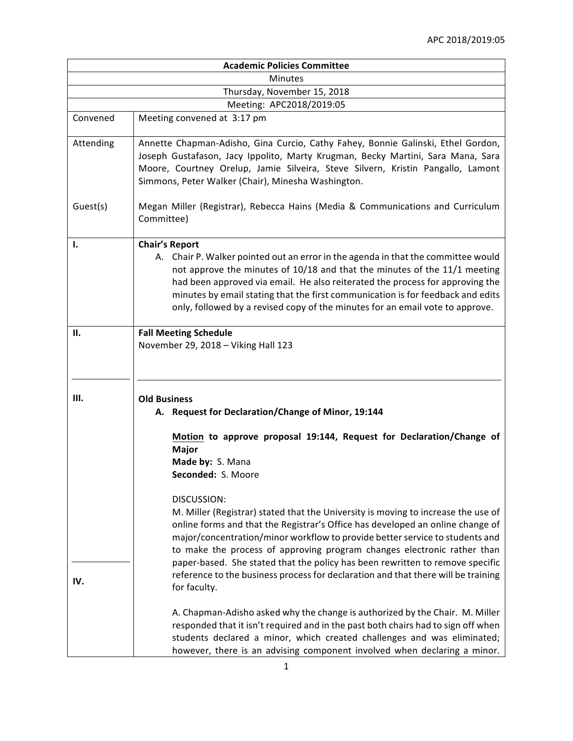| **Academic Policies Committee** | |
|---|---|
| Minutes | |
| Thursday, November 15, 2018 | |
| Meeting: APC2018/2019:05 | |
| Convened | Meeting convened at 3:17 pm |
| Attending | Annette Chapman-Adisho, Gina Curcio, Cathy Fahey, Bonnie Galinski, Ethel Gordon, Joseph Gustafason, Jacy Ippolito, Marty Krugman, Becky Martini, Sara Mana, Sara Moore, Courtney Orelup, Jamie Silveira, Steve Silvern, Kristin Pangallo, Lamont Simmons, Peter Walker (Chair), Minesha Washington. |
| Guest(s) | Megan Miller (Registrar), Rebecca Hains (Media & Communications and Curriculum Committee) |

**I. Chair's Report**

A. Chair P. Walker pointed out an error in the agenda in that the committee would not approve the minutes of 10/18 and that the minutes of the 11/1 meeting had been approved via email. He also reiterated the process for approving the minutes by email stating that the first communication is for feedback and edits only, followed by a revised copy of the minutes for an email vote to approve.

**II. Fall Meeting Schedule**

November 29, 2018 – Viking Hall 123

**III. Old Business**

**A. Request for Declaration/Change of Minor, 19:144**

**<u>Motion</u> to approve proposal 19:144, Request for Declaration/Change of Major**
**Made by:** S. Mana
**Seconded:** S. Moore

DISCUSSION:

M. Miller (Registrar) stated that the University is moving to increase the use of online forms and that the Registrar's Office has developed an online change of major/concentration/minor workflow to provide better service to students and to make the process of approving program changes electronic rather than paper-based. She stated that the policy has been rewritten to remove specific reference to the business process for declaration and that there will be training for faculty.

A. Chapman-Adisho asked why the change is authorized by the Chair. M. Miller responded that it isn't required and in the past both chairs had to sign off when students declared a minor, which created challenges and was eliminated; however, there is an advising component involved when declaring a minor.

**IV.**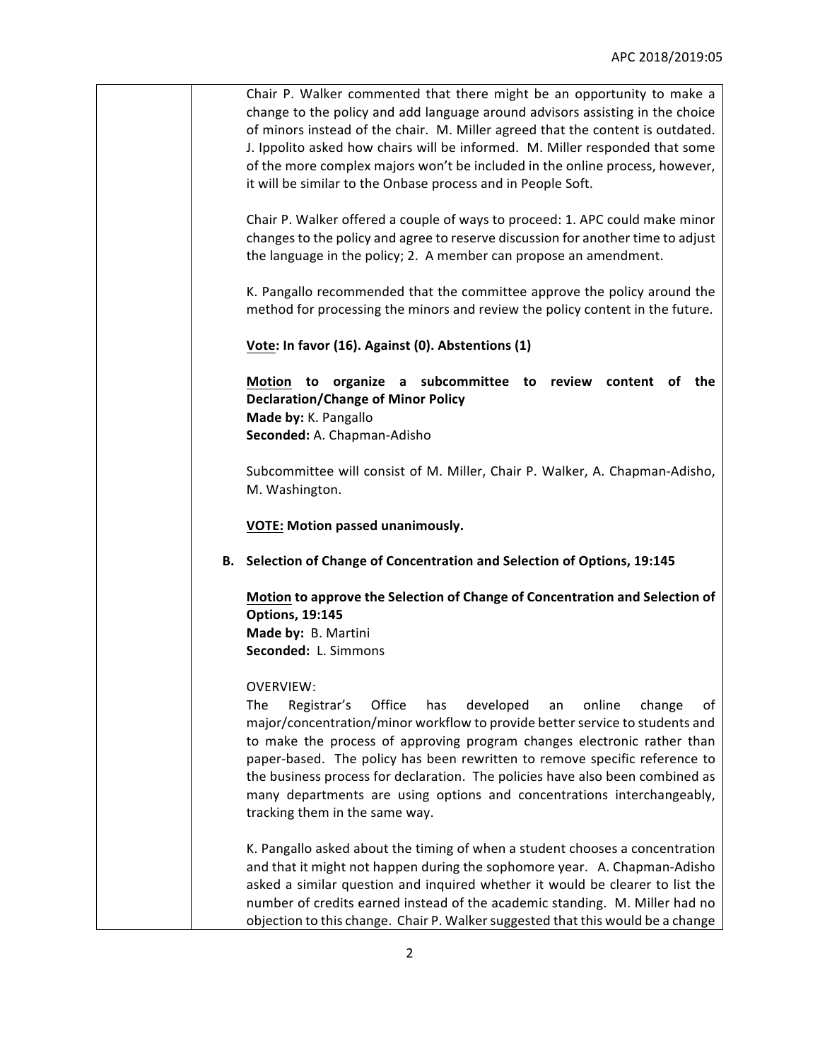Chair P. Walker commented that there might be an opportunity to make a change to the policy and add language around advisors assisting in the choice of minors instead of the chair. M. Miller agreed that the content is outdated. J. Ippolito asked how chairs will be informed. M. Miller responded that some of the more complex majors won't be included in the online process, however, it will be similar to the Onbase process and in People Soft.

Chair P. Walker offered a couple of ways to proceed: 1. APC could make minor changes to the policy and agree to reserve discussion for another time to adjust the language in the policy; 2. A member can propose an amendment.

K. Pangallo recommended that the committee approve the policy around the method for processing the minors and review the policy content in the future.

**Vote: In favor (16). Against (0). Abstentions (1)**

**Motion to organize a subcommittee to review content of the Declaration/Change of Minor Policy**
**Made by:** K. Pangallo
**Seconded:** A. Chapman-Adisho

Subcommittee will consist of M. Miller, Chair P. Walker, A. Chapman-Adisho, M. Washington.

**VOTE: Motion passed unanimously.**

**B. Selection of Change of Concentration and Selection of Options, 19:145**

**Motion to approve the Selection of Change of Concentration and Selection of Options, 19:145**
**Made by:** B. Martini
**Seconded:** L. Simmons

OVERVIEW:
The Registrar's Office has developed an online change of major/concentration/minor workflow to provide better service to students and to make the process of approving program changes electronic rather than paper-based. The policy has been rewritten to remove specific reference to the business process for declaration. The policies have also been combined as many departments are using options and concentrations interchangeably, tracking them in the same way.

K. Pangallo asked about the timing of when a student chooses a concentration and that it might not happen during the sophomore year. A. Chapman-Adisho asked a similar question and inquired whether it would be clearer to list the number of credits earned instead of the academic standing. M. Miller had no objection to this change. Chair P. Walker suggested that this would be a change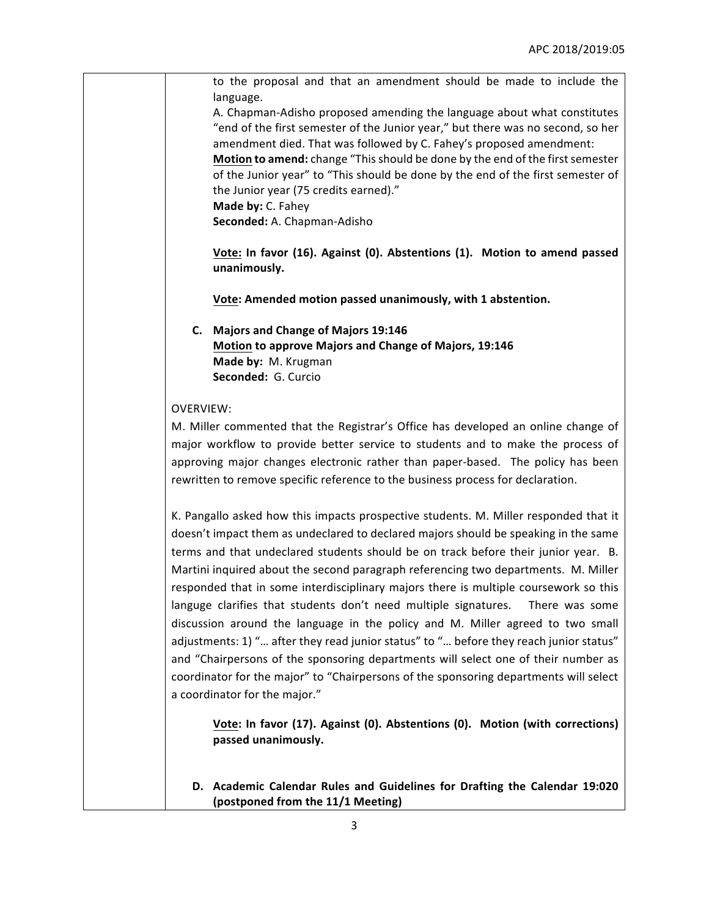to the proposal and that an amendment should be made to include the language.

A. Chapman-Adisho proposed amending the language about what constitutes "end of the first semester of the Junior year," but there was no second, so her amendment died. That was followed by C. Fahey's proposed amendment:

**Motion to amend:** change "This should be done by the end of the first semester of the Junior year" to "This should be done by the end of the first semester of the Junior year (75 credits earned)."

**Made by:** C. Fahey

**Seconded:** A. Chapman-Adisho

**Vote: In favor (16). Against (0). Abstentions (1). Motion to amend passed unanimously.**

**Vote: Amended motion passed unanimously, with 1 abstention.**

**C. Majors and Change of Majors 19:146**

**Motion to approve Majors and Change of Majors, 19:146**

**Made by:** M. Krugman

**Seconded:** G. Curcio

OVERVIEW:

M. Miller commented that the Registrar's Office has developed an online change of major workflow to provide better service to students and to make the process of approving major changes electronic rather than paper-based. The policy has been rewritten to remove specific reference to the business process for declaration.

K. Pangallo asked how this impacts prospective students. M. Miller responded that it doesn't impact them as undeclared to declared majors should be speaking in the same terms and that undeclared students should be on track before their junior year. B. Martini inquired about the second paragraph referencing two departments. M. Miller responded that in some interdisciplinary majors there is multiple coursework so this languge clarifies that students don't need multiple signatures. There was some discussion around the language in the policy and M. Miller agreed to two small adjustments: 1) "… after they read junior status" to "… before they reach junior status" and "Chairpersons of the sponsoring departments will select one of their number as coordinator for the major" to "Chairpersons of the sponsoring departments will select a coordinator for the major."

**Vote: In favor (17). Against (0). Abstentions (0). Motion (with corrections) passed unanimously.**

**D. Academic Calendar Rules and Guidelines for Drafting the Calendar 19:020 (postponed from the 11/1 Meeting)**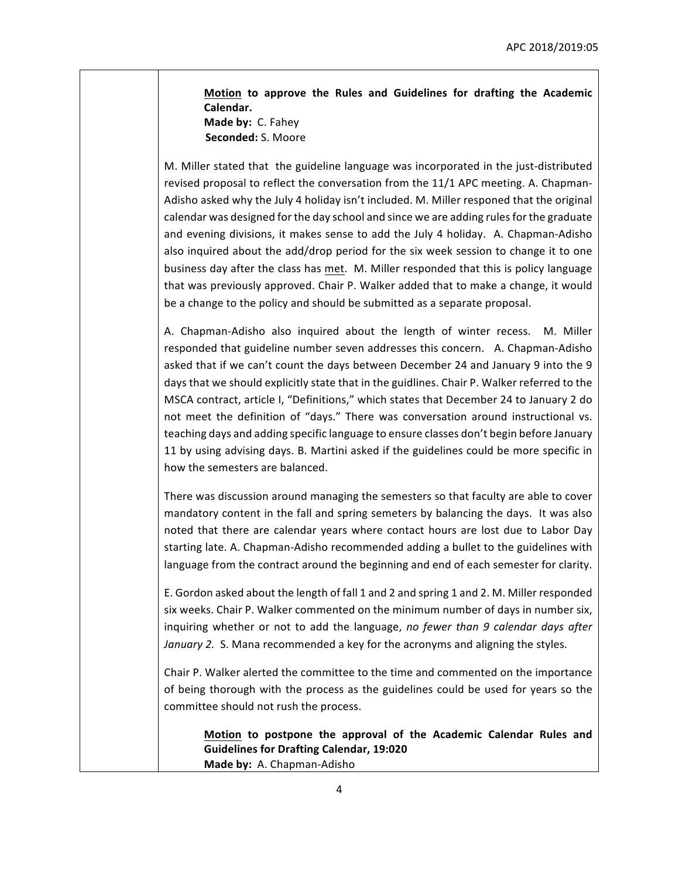**<u>Motion</u> to approve the Rules and Guidelines for drafting the Academic Calendar.**
**Made by:** C. Fahey
**Seconded:** S. Moore

M. Miller stated that the guideline language was incorporated in the just-distributed revised proposal to reflect the conversation from the 11/1 APC meeting. A. Chapman-Adisho asked why the July 4 holiday isn't included. M. Miller responded that the original calendar was designed for the day school and since we are adding rules for the graduate and evening divisions, it makes sense to add the July 4 holiday. A. Chapman-Adisho also inquired about the add/drop period for the six week session to change it to one business day after the class has <u>met</u>. M. Miller responded that this is policy language that was previously approved. Chair P. Walker added that to make a change, it would be a change to the policy and should be submitted as a separate proposal.

A. Chapman-Adisho also inquired about the length of winter recess. M. Miller responded that guideline number seven addresses this concern. A. Chapman-Adisho asked that if we can't count the days between December 24 and January 9 into the 9 days that we should explicitly state that in the guidlines. Chair P. Walker referred to the MSCA contract, article I, "Definitions," which states that December 24 to January 2 do not meet the definition of "days." There was conversation around instructional vs. teaching days and adding specific language to ensure classes don't begin before January 11 by using advising days. B. Martini asked if the guidelines could be more specific in how the semesters are balanced.

There was discussion around managing the semesters so that faculty are able to cover mandatory content in the fall and spring semeters by balancing the days. It was also noted that there are calendar years where contact hours are lost due to Labor Day starting late. A. Chapman-Adisho recommended adding a bullet to the guidelines with language from the contract around the beginning and end of each semester for clarity.

E. Gordon asked about the length of fall 1 and 2 and spring 1 and 2. M. Miller responded six weeks. Chair P. Walker commented on the minimum number of days in number six, inquiring whether or not to add the language, *no fewer than 9 calendar days after January 2.* S. Mana recommended a key for the acronyms and aligning the styles.

Chair P. Walker alerted the committee to the time and commented on the importance of being thorough with the process as the guidelines could be used for years so the committee should not rush the process.

**<u>Motion</u> to postpone the approval of the Academic Calendar Rules and Guidelines for Drafting Calendar, 19:020**
**Made by:** A. Chapman-Adisho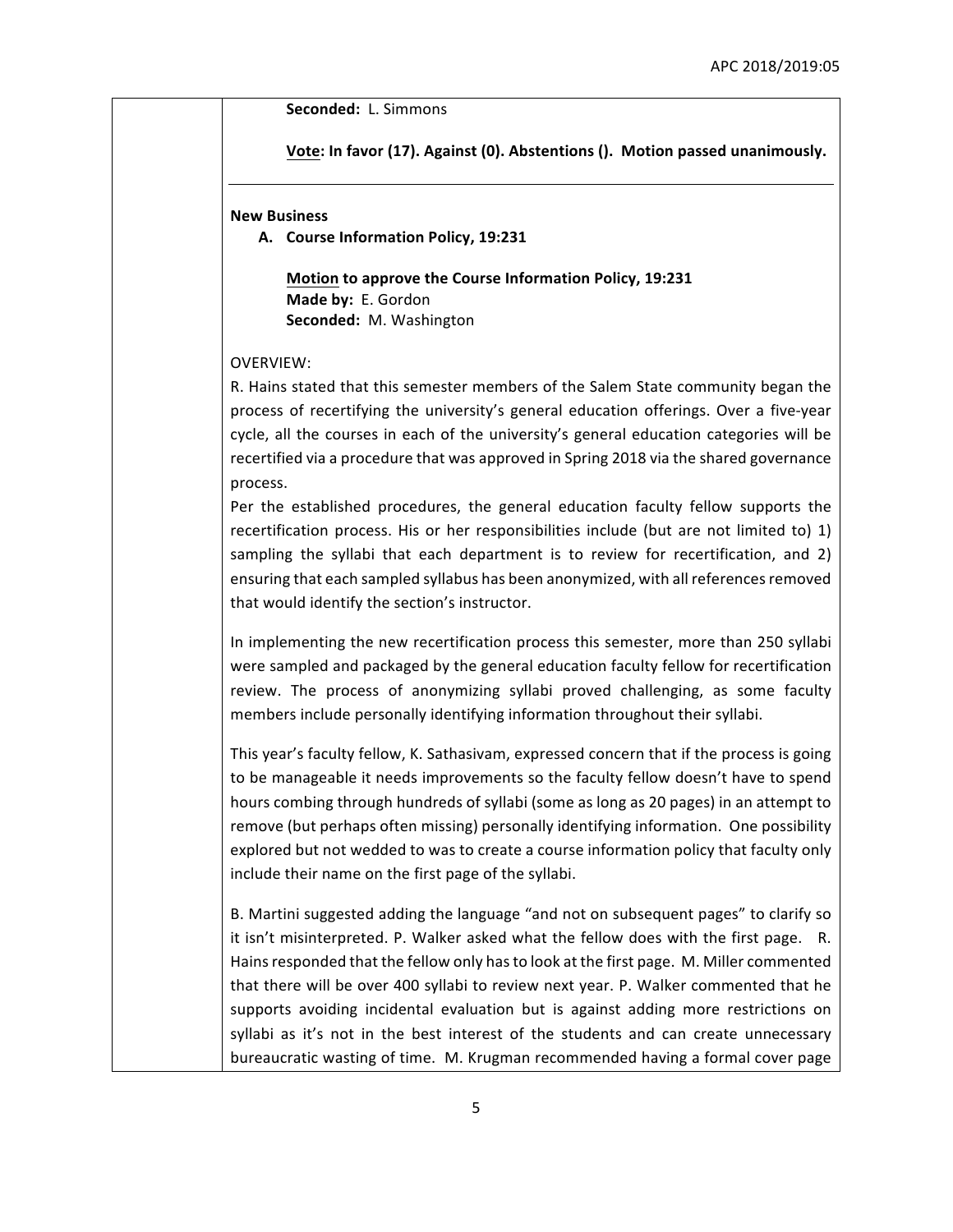**Seconded:** L. Simmons

**Vote: In favor (17). Against (0). Abstentions (). Motion passed unanimously.**

---

**New Business**

**A. Course Information Policy, 19:231**

**Motion to approve the Course Information Policy, 19:231**
**Made by:** E. Gordon
**Seconded:** M. Washington

OVERVIEW:

R. Hains stated that this semester members of the Salem State community began the process of recertifying the university's general education offerings. Over a five-year cycle, all the courses in each of the university's general education categories will be recertified via a procedure that was approved in Spring 2018 via the shared governance process.

Per the established procedures, the general education faculty fellow supports the recertification process. His or her responsibilities include (but are not limited to) 1) sampling the syllabi that each department is to review for recertification, and 2) ensuring that each sampled syllabus has been anonymized, with all references removed that would identify the section's instructor.

In implementing the new recertification process this semester, more than 250 syllabi were sampled and packaged by the general education faculty fellow for recertification review. The process of anonymizing syllabi proved challenging, as some faculty members include personally identifying information throughout their syllabi.

This year's faculty fellow, K. Sathasivam, expressed concern that if the process is going to be manageable it needs improvements so the faculty fellow doesn't have to spend hours combing through hundreds of syllabi (some as long as 20 pages) in an attempt to remove (but perhaps often missing) personally identifying information. One possibility explored but not wedded to was to create a course information policy that faculty only include their name on the first page of the syllabi.

B. Martini suggested adding the language "and not on subsequent pages" to clarify so it isn't misinterpreted. P. Walker asked what the fellow does with the first page. R. Hains responded that the fellow only has to look at the first page. M. Miller commented that there will be over 400 syllabi to review next year. P. Walker commented that he supports avoiding incidental evaluation but is against adding more restrictions on syllabi as it's not in the best interest of the students and can create unnecessary bureaucratic wasting of time. M. Krugman recommended having a formal cover page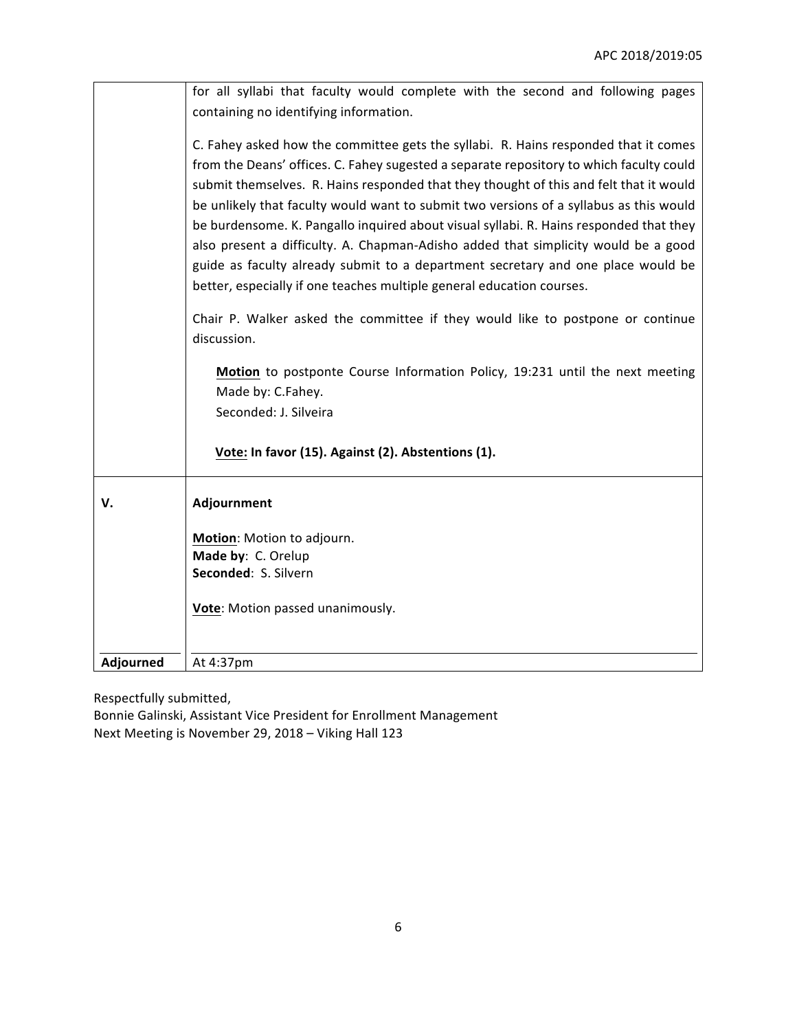| | |
|---|---|
| | for all syllabi that faculty would complete with the second and following pages containing no identifying information.<br><br>C. Fahey asked how the committee gets the syllabi. R. Hains responded that it comes from the Deans' offices. C. Fahey sugested a separate repository to which faculty could submit themselves. R. Hains responded that they thought of this and felt that it would be unlikely that faculty would want to submit two versions of a syllabus as this would be burdensome. K. Pangallo inquired about visual syllabi. R. Hains responded that they also present a difficulty. A. Chapman-Adisho added that simplicity would be a good guide as faculty already submit to a department secretary and one place would be better, especially if one teaches multiple general education courses.<br><br>Chair P. Walker asked the committee if they would like to postpone or continue discussion.<br><br>**Motion** to postponte Course Information Policy, 19:231 until the next meeting<br>Made by: C.Fahey.<br>Seconded: J. Silveira<br><br>**Vote: In favor (15). Against (2). Abstentions (1).** |
| **V.** | **Adjournment**<br><br>**Motion**: Motion to adjourn.<br>**Made by**: C. Orelup<br>**Seconded**: S. Silvern<br><br>**Vote**: Motion passed unanimously. |
| **Adjourned** | At 4:37pm |

Respectfully submitted,
Bonnie Galinski, Assistant Vice President for Enrollment Management
Next Meeting is November 29, 2018 – Viking Hall 123